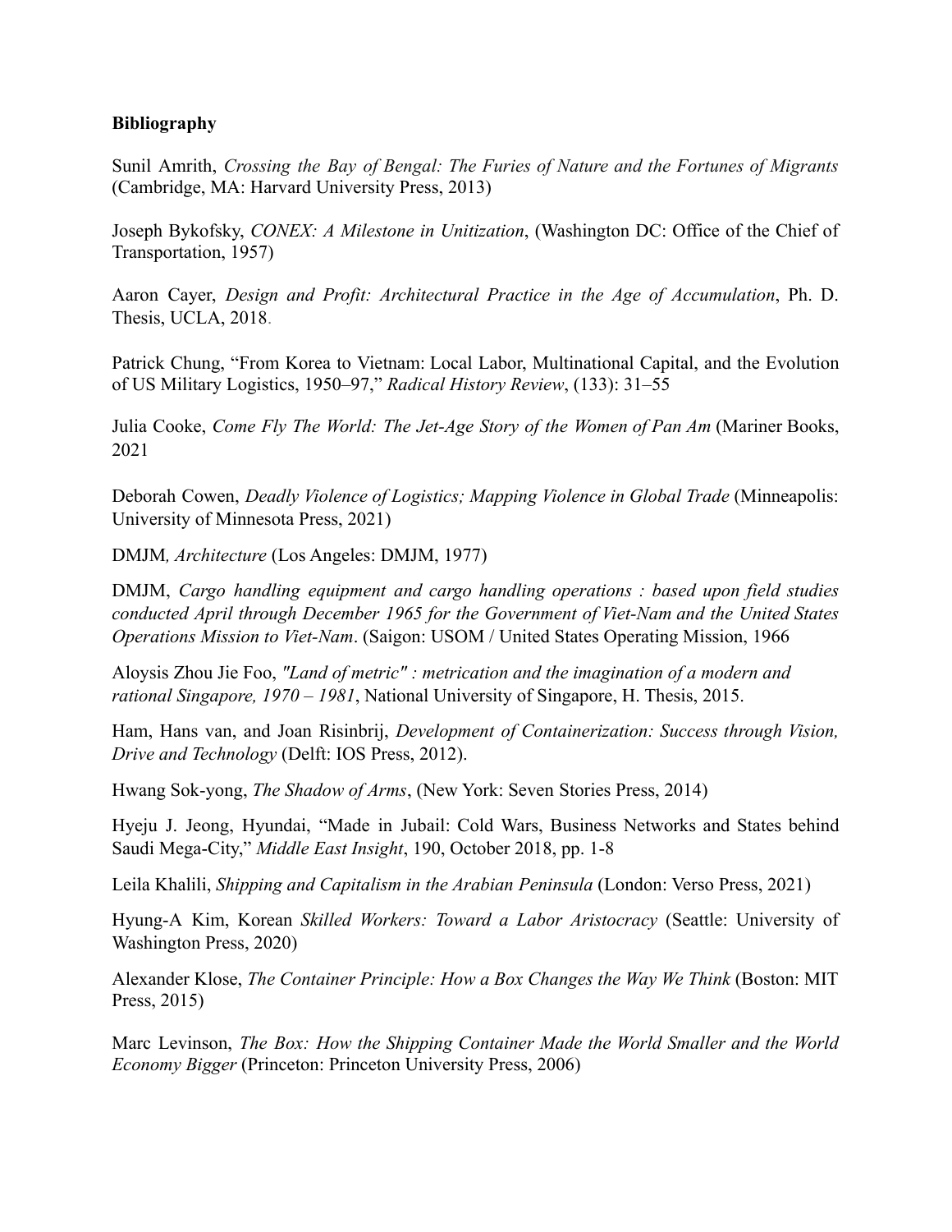**Bibliography**

Sunil Amrith, *Crossing the Bay of Bengal: The Furies of Nature and the Fortunes of Migrants* (Cambridge, MA: Harvard University Press, 2013)

Joseph Bykofsky, *CONEX: A Milestone in Unitization*, (Washington DC: Office of the Chief of Transportation, 1957)

Aaron Cayer, *Design and Profit: Architectural Practice in the Age of Accumulation*, Ph. D. Thesis, UCLA, 2018.

Patrick Chung, "From Korea to Vietnam: Local Labor, Multinational Capital, and the Evolution of US Military Logistics, 1950–97," *Radical History Review*, (133): 31–55

Julia Cooke, *Come Fly The World: The Jet-Age Story of the Women of Pan Am* (Mariner Books, 2021

Deborah Cowen, *Deadly Violence of Logistics; Mapping Violence in Global Trade* (Minneapolis: University of Minnesota Press, 2021)

DMJM*, Architecture* (Los Angeles: DMJM, 1977)

DMJM, *Cargo handling equipment and cargo handling operations : based upon field studies conducted April through December 1965 for the Government of Viet-Nam and the United States Operations Mission to Viet-Nam*. (Saigon: USOM / United States Operating Mission, 1966

Aloysis Zhou Jie Foo, *"Land of metric" : metrication and the imagination of a modern and rational Singapore, 1970 – 1981*, National University of Singapore, H. Thesis, 2015.

Ham, Hans van, and Joan Risinbrij, *Development of Containerization: Success through Vision, Drive and Technology* (Delft: IOS Press, 2012).

Hwang Sok-yong, *The Shadow of Arms*, (New York: Seven Stories Press, 2014)

Hyeju J. Jeong, Hyundai, "Made in Jubail: Cold Wars, Business Networks and States behind Saudi Mega-City," *Middle East Insight*, 190, October 2018, pp. 1-8

Leila Khalili, *Shipping and Capitalism in the Arabian Peninsula* (London: Verso Press, 2021)

Hyung-A Kim, Korean *Skilled Workers: Toward a Labor Aristocracy* (Seattle: University of Washington Press, 2020)

Alexander Klose, *The Container Principle: How a Box Changes the Way We Think* (Boston: MIT Press, 2015)

Marc Levinson, *The Box: How the Shipping Container Made the World Smaller and the World Economy Bigger* (Princeton: Princeton University Press, 2006)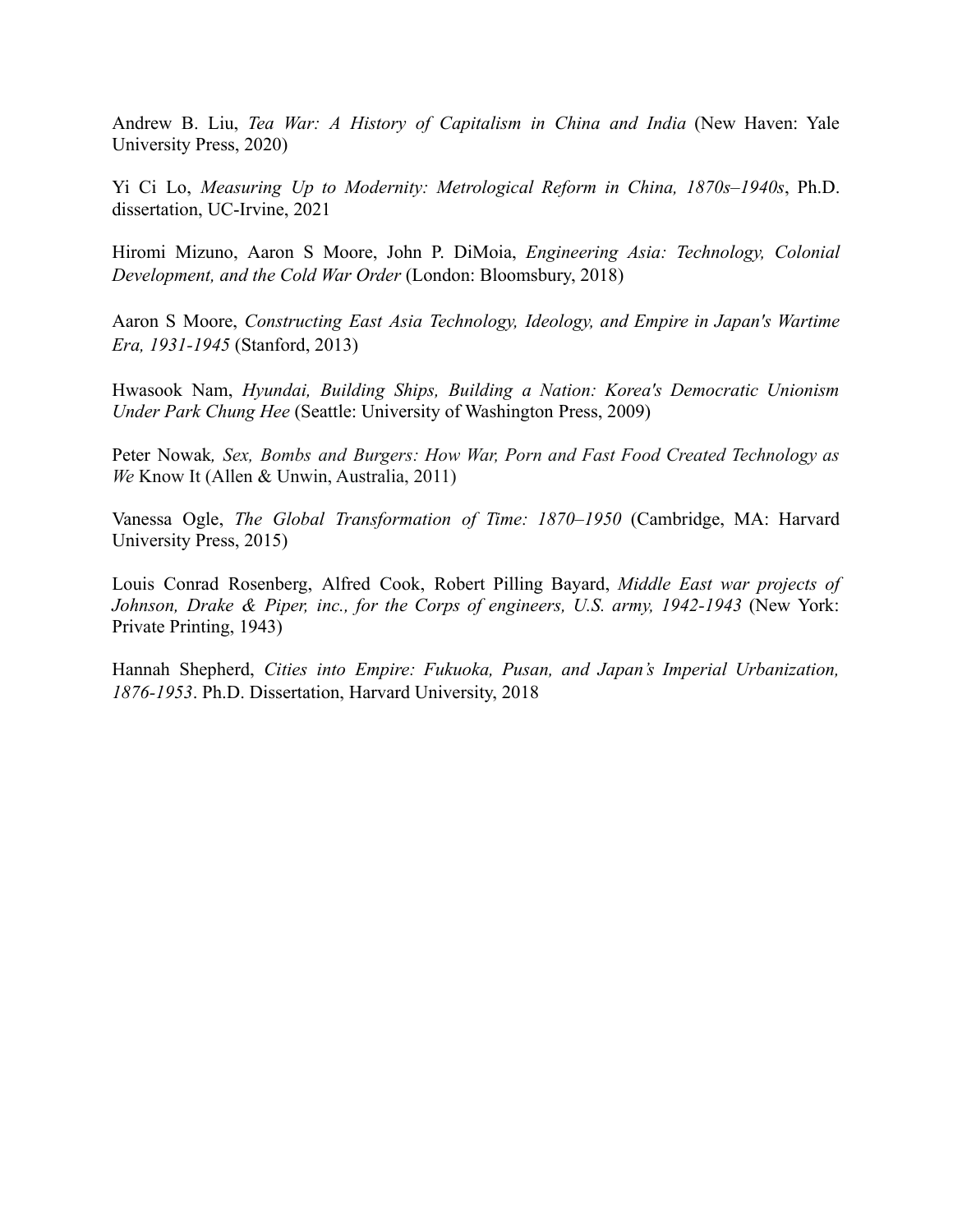Andrew B. Liu, *Tea War: A History of Capitalism in China and India* (New Haven: Yale University Press, 2020)

Yi Ci Lo, *Measuring Up to Modernity: Metrological Reform in China, 1870s–1940s*, Ph.D. dissertation, UC-Irvine, 2021

Hiromi Mizuno, Aaron S Moore, John P. DiMoia, *Engineering Asia: Technology, Colonial Development, and the Cold War Order* (London: Bloomsbury, 2018)

Aaron S Moore, *Constructing East Asia Technology, Ideology, and Empire in Japan's Wartime Era, 1931-1945* (Stanford, 2013)

Hwasook Nam, *Hyundai, Building Ships, Building a Nation: Korea's Democratic Unionism Under Park Chung Hee* (Seattle: University of Washington Press, 2009)

Peter Nowak*, Sex, Bombs and Burgers: How War, Porn and Fast Food Created Technology as We* Know It (Allen & Unwin, Australia, 2011)

Vanessa Ogle, *The Global Transformation of Time: 1870–1950* (Cambridge, MA: Harvard University Press, 2015)

Louis Conrad Rosenberg, Alfred Cook, Robert Pilling Bayard, *Middle East war projects of Johnson, Drake & Piper, inc., for the Corps of engineers, U.S. army, 1942-1943* (New York: Private Printing, 1943)

Hannah Shepherd, *Cities into Empire: Fukuoka, Pusan, and Japan's Imperial Urbanization, 1876-1953*. Ph.D. Dissertation, Harvard University, 2018